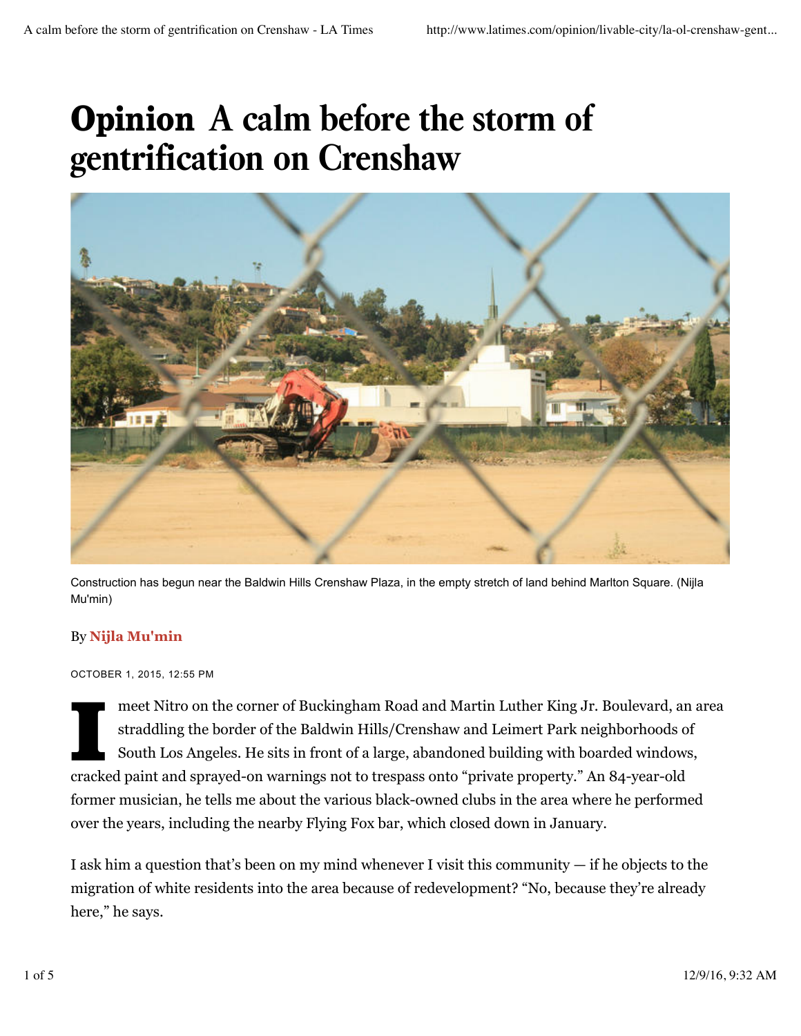# Opinion A calm before the storm of gentrification on Crenshaw

Construction has begun near the Baldwin Hills Crenshaw Plaza, in the empty stretch of land behind Marlton Square. (Nijla Mu'min)

By **Nijla Mu'min**

OCTOBER 1, 2015, 12:55 PM

I meet Nitro on the corner of Buckingham Road and Martin Luther King Jr. Boulevard, an area straddling the border of the Baldwin Hills/Crenshaw and Leimert Park neighborhoods of South Los Angeles. He sits in front of a large, abandoned building with boarded windows, cracked paint and sprayed-on warnings not to trespass onto "private property." An 84-year-old former musician, he tells me about the various black-owned clubs in the area where he performed over the years, including the nearby Flying Fox bar, which closed down in January.

I ask him a question that's been on my mind whenever I visit this community — if he objects to the migration of white residents into the area because of redevelopment? "No, because they're already here," he says.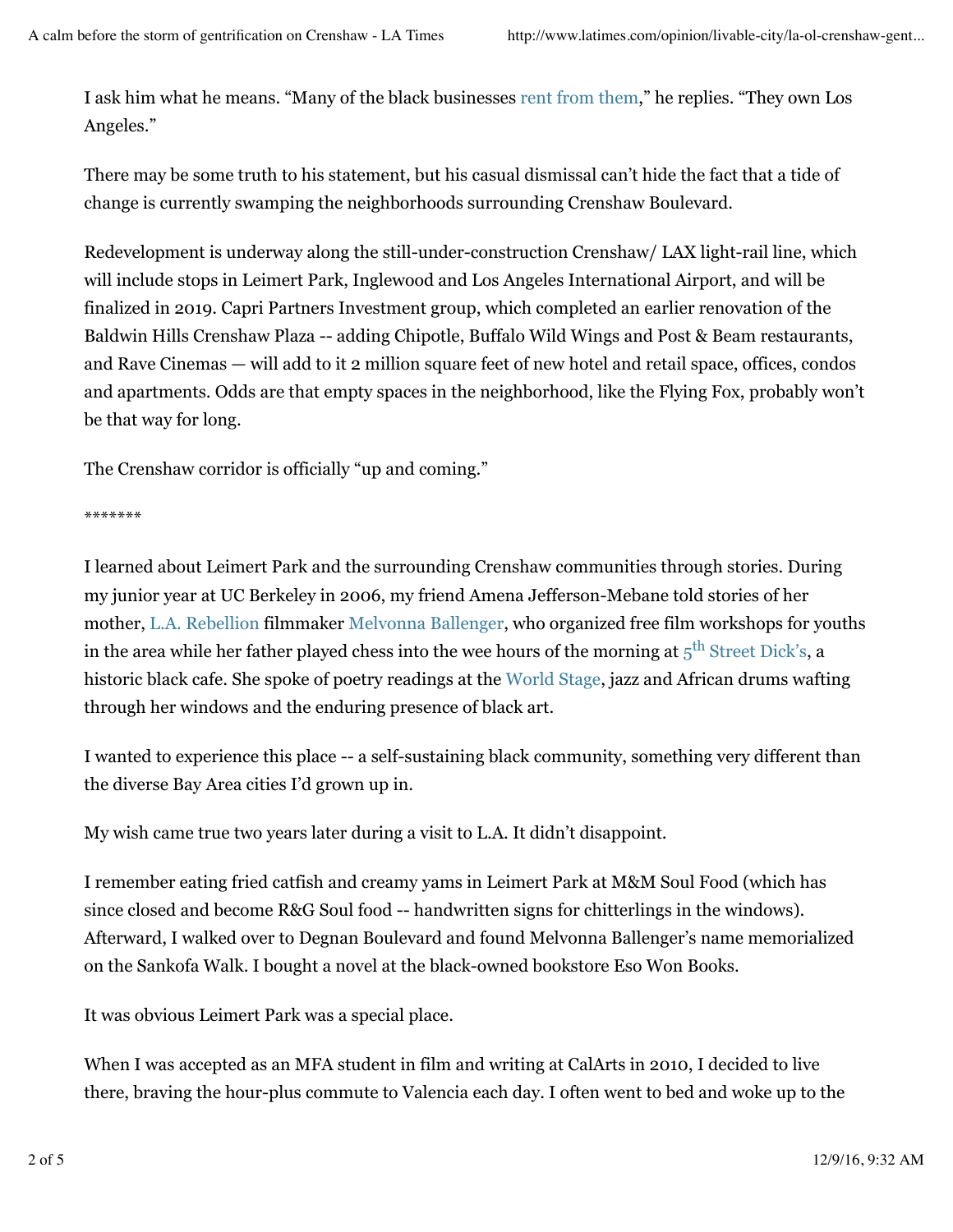I ask him what he means. "Many of the black businesses rent from them," he replies. "They own Los Angeles."

There may be some truth to his statement, but his casual dismissal can't hide the fact that a tide of change is currently swamping the neighborhoods surrounding Crenshaw Boulevard.

Redevelopment is underway along the still-under-construction Crenshaw/ LAX light-rail line, which will include stops in Leimert Park, Inglewood and Los Angeles International Airport, and will be finalized in 2019. Capri Partners Investment group, which completed an earlier renovation of the Baldwin Hills Crenshaw Plaza -- adding Chipotle, Buffalo Wild Wings and Post & Beam restaurants, and Rave Cinemas — will add to it 2 million square feet of new hotel and retail space, offices, condos and apartments. Odds are that empty spaces in the neighborhood, like the Flying Fox, probably won't be that way for long.

The Crenshaw corridor is officially "up and coming."

*******

I learned about Leimert Park and the surrounding Crenshaw communities through stories. During my junior year at UC Berkeley in 2006, my friend Amena Jefferson-Mebane told stories of her mother, L.A. Rebellion filmmaker Melvonna Ballenger, who organized free film workshops for youths in the area while her father played chess into the wee hours of the morning at 5th Street Dick's, a historic black cafe. She spoke of poetry readings at the World Stage, jazz and African drums wafting through her windows and the enduring presence of black art.

I wanted to experience this place -- a self-sustaining black community, something very different than the diverse Bay Area cities I'd grown up in.

My wish came true two years later during a visit to L.A. It didn't disappoint.

I remember eating fried catfish and creamy yams in Leimert Park at M&M Soul Food (which has since closed and become R&G Soul food -- handwritten signs for chitterlings in the windows). Afterward, I walked over to Degnan Boulevard and found Melvonna Ballenger's name memorialized on the Sankofa Walk. I bought a novel at the black-owned bookstore Eso Won Books.

It was obvious Leimert Park was a special place.

When I was accepted as an MFA student in film and writing at CalArts in 2010, I decided to live there, braving the hour-plus commute to Valencia each day. I often went to bed and woke up to the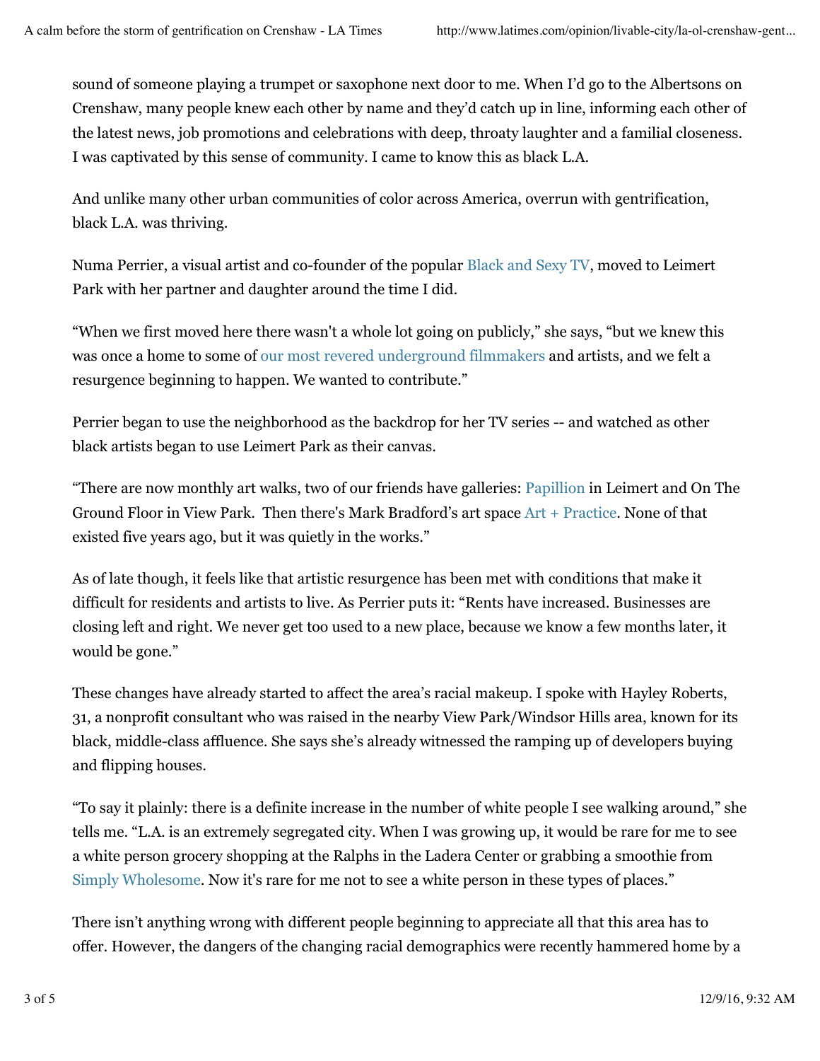sound of someone playing a trumpet or saxophone next door to me. When I'd go to the Albertsons on Crenshaw, many people knew each other by name and they'd catch up in line, informing each other of the latest news, job promotions and celebrations with deep, throaty laughter and a familial closeness. I was captivated by this sense of community. I came to know this as black L.A.

And unlike many other urban communities of color across America, overrun with gentrification, black L.A. was thriving.

Numa Perrier, a visual artist and co-founder of the popular Black and Sexy TV, moved to Leimert Park with her partner and daughter around the time I did.

"When we first moved here there wasn't a whole lot going on publicly," she says, "but we knew this was once a home to some of our most revered underground filmmakers and artists, and we felt a resurgence beginning to happen. We wanted to contribute."

Perrier began to use the neighborhood as the backdrop for her TV series -- and watched as other black artists began to use Leimert Park as their canvas.

"There are now monthly art walks, two of our friends have galleries: Papillion in Leimert and On The Ground Floor in View Park. Then there's Mark Bradford's art space Art + Practice. None of that existed five years ago, but it was quietly in the works."

As of late though, it feels like that artistic resurgence has been met with conditions that make it difficult for residents and artists to live. As Perrier puts it: "Rents have increased. Businesses are closing left and right. We never get too used to a new place, because we know a few months later, it would be gone."

These changes have already started to affect the area's racial makeup. I spoke with Hayley Roberts, 31, a nonprofit consultant who was raised in the nearby View Park/Windsor Hills area, known for its black, middle-class affluence. She says she's already witnessed the ramping up of developers buying and flipping houses.

"To say it plainly: there is a definite increase in the number of white people I see walking around," she tells me. "L.A. is an extremely segregated city. When I was growing up, it would be rare for me to see a white person grocery shopping at the Ralphs in the Ladera Center or grabbing a smoothie from Simply Wholesome. Now it's rare for me not to see a white person in these types of places."

There isn't anything wrong with different people beginning to appreciate all that this area has to offer. However, the dangers of the changing racial demographics were recently hammered home by a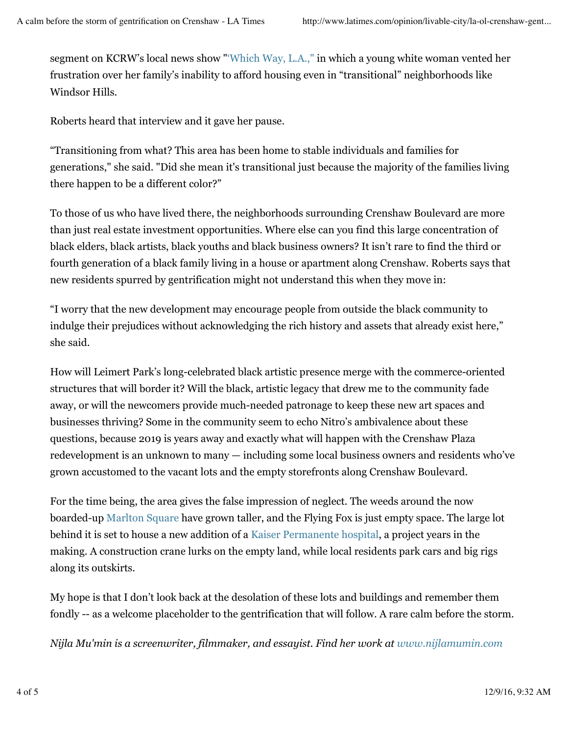segment on KCRW's local news show "Which Way, L.A.," in which a young white woman vented her frustration over her family's inability to afford housing even in "transitional" neighborhoods like Windsor Hills.

Roberts heard that interview and it gave her pause.

"Transitioning from what? This area has been home to stable individuals and families for generations," she said. "Did she mean it's transitional just because the majority of the families living there happen to be a different color?"

To those of us who have lived there, the neighborhoods surrounding Crenshaw Boulevard are more than just real estate investment opportunities. Where else can you find this large concentration of black elders, black artists, black youths and black business owners? It isn't rare to find the third or fourth generation of a black family living in a house or apartment along Crenshaw. Roberts says that new residents spurred by gentrification might not understand this when they move in:

"I worry that the new development may encourage people from outside the black community to indulge their prejudices without acknowledging the rich history and assets that already exist here," she said.

How will Leimert Park's long-celebrated black artistic presence merge with the commerce-oriented structures that will border it? Will the black, artistic legacy that drew me to the community fade away, or will the newcomers provide much-needed patronage to keep these new art spaces and businesses thriving? Some in the community seem to echo Nitro's ambivalence about these questions, because 2019 is years away and exactly what will happen with the Crenshaw Plaza redevelopment is an unknown to many — including some local business owners and residents who've grown accustomed to the vacant lots and the empty storefronts along Crenshaw Boulevard.

For the time being, the area gives the false impression of neglect. The weeds around the now boarded-up Marlton Square have grown taller, and the Flying Fox is just empty space. The large lot behind it is set to house a new addition of a Kaiser Permanente hospital, a project years in the making. A construction crane lurks on the empty land, while local residents park cars and big rigs along its outskirts.

My hope is that I don't look back at the desolation of these lots and buildings and remember them fondly -- as a welcome placeholder to the gentrification that will follow. A rare calm before the storm.

*Nijla Mu'min is a screenwriter, filmmaker, and essayist. Find her work at www.nijlamumin.com*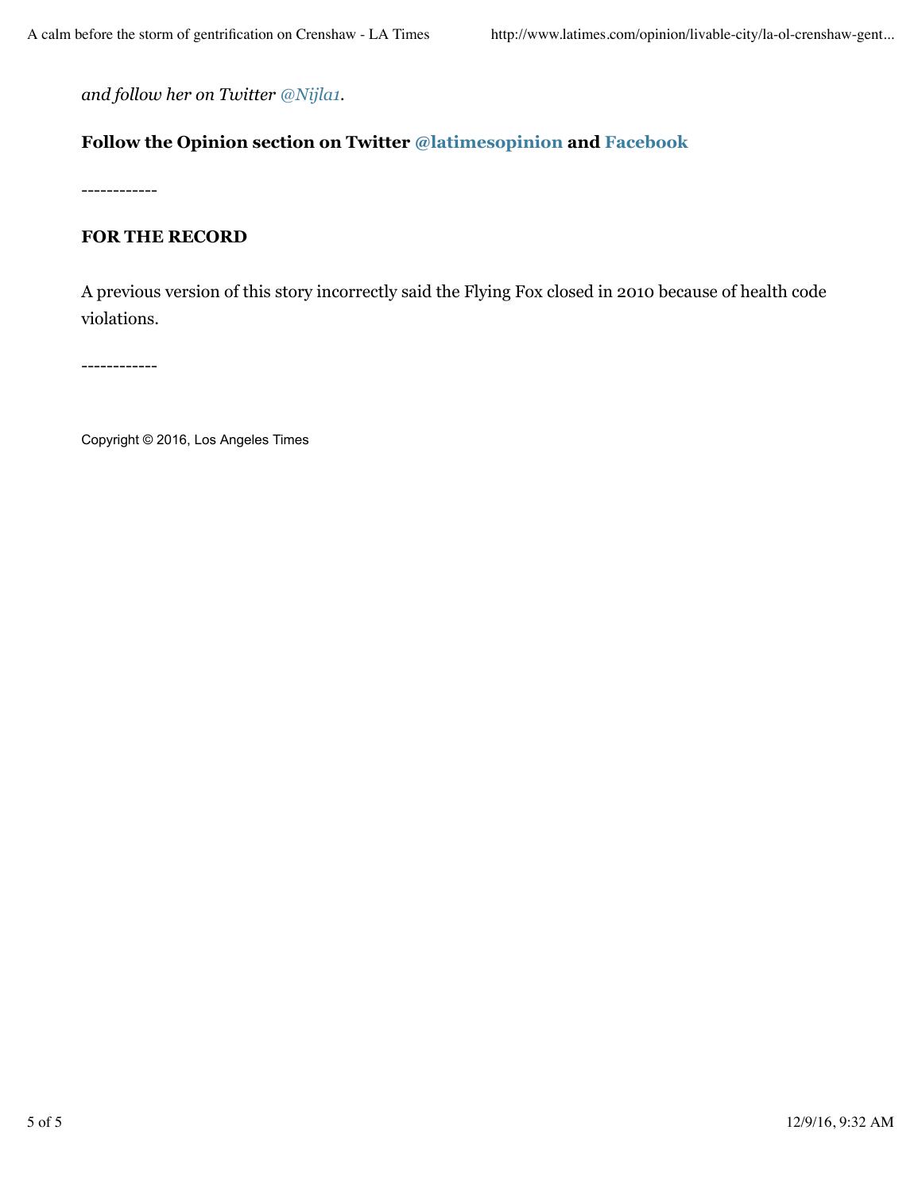*and follow her on Twitter @Nijla1.*

**Follow the Opinion section on Twitter @latimesopinion and Facebook**

------------

**FOR THE RECORD**

A previous version of this story incorrectly said the Flying Fox closed in 2010 because of health code violations.

------------

Copyright © 2016, Los Angeles Times